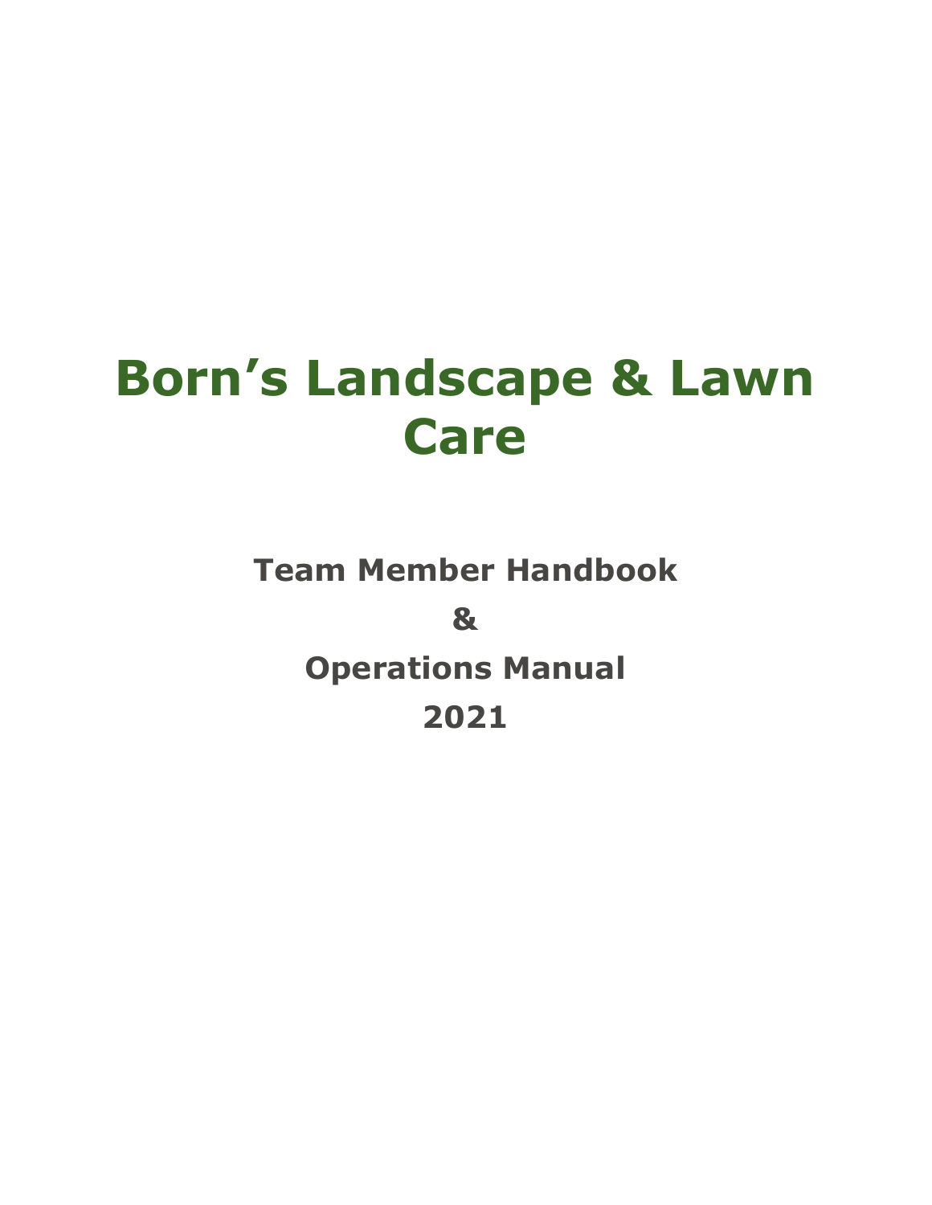# Born's Landscape & Lawn Care

## Team Member Handbook

## &

## Operations Manual

## 2021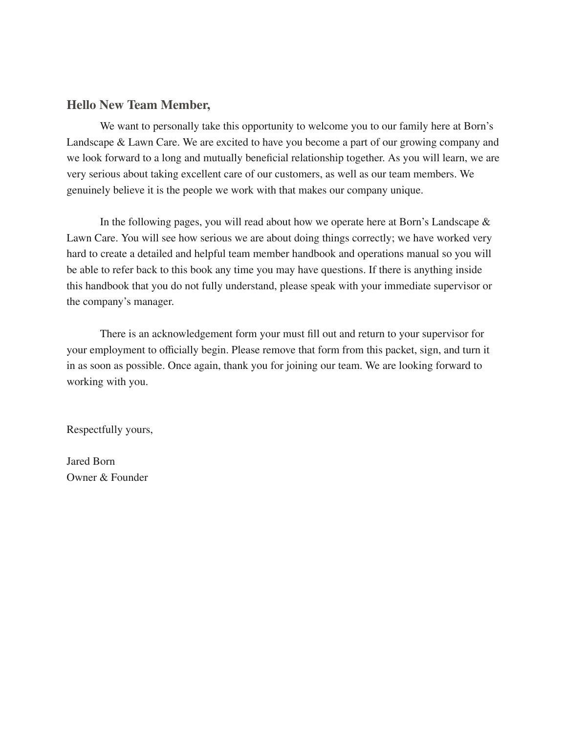**Hello New Team Member,**

We want to personally take this opportunity to welcome you to our family here at Born's Landscape & Lawn Care. We are excited to have you become a part of our growing company and we look forward to a long and mutually beneficial relationship together. As you will learn, we are very serious about taking excellent care of our customers, as well as our team members. We genuinely believe it is the people we work with that makes our company unique.

In the following pages, you will read about how we operate here at Born's Landscape & Lawn Care. You will see how serious we are about doing things correctly; we have worked very hard to create a detailed and helpful team member handbook and operations manual so you will be able to refer back to this book any time you may have questions. If there is anything inside this handbook that you do not fully understand, please speak with your immediate supervisor or the company's manager.

There is an acknowledgement form your must fill out and return to your supervisor for your employment to officially begin. Please remove that form from this packet, sign, and turn it in as soon as possible. Once again, thank you for joining our team. We are looking forward to working with you.

Respectfully yours,

Jared Born
Owner & Founder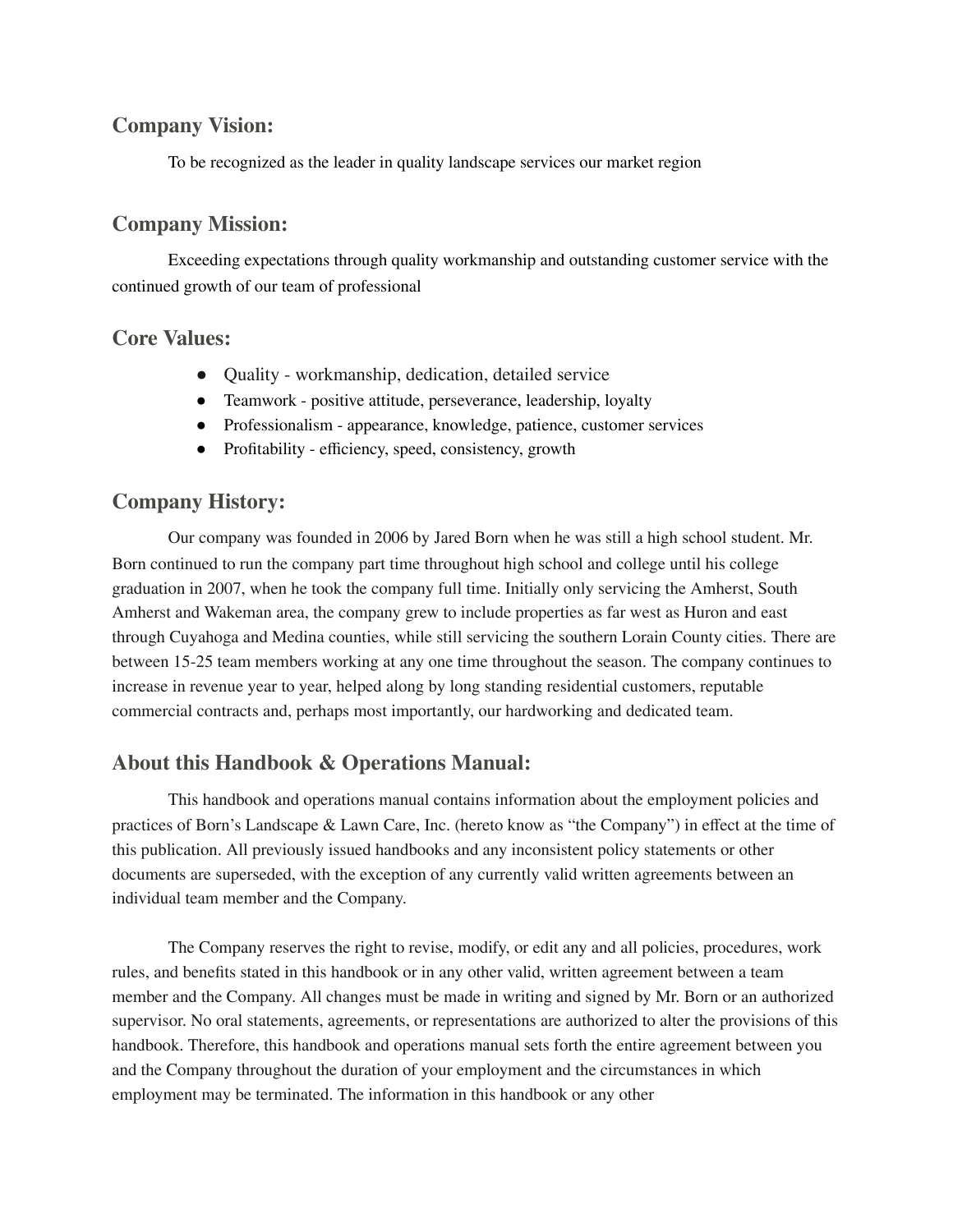## Company Vision:

To be recognized as the leader in quality landscape services our market region

## Company Mission:

Exceeding expectations through quality workmanship and outstanding customer service with the continued growth of our team of professional

## Core Values:

- Quality - workmanship, dedication, detailed service
- Teamwork - positive attitude, perseverance, leadership, loyalty
- Professionalism - appearance, knowledge, patience, customer services
- Profitability - efficiency, speed, consistency, growth

## Company History:

Our company was founded in 2006 by Jared Born when he was still a high school student. Mr. Born continued to run the company part time throughout high school and college until his college graduation in 2007, when he took the company full time. Initially only servicing the Amherst, South Amherst and Wakeman area, the company grew to include properties as far west as Huron and east through Cuyahoga and Medina counties, while still servicing the southern Lorain County cities. There are between 15-25 team members working at any one time throughout the season. The company continues to increase in revenue year to year, helped along by long standing residential customers, reputable commercial contracts and, perhaps most importantly, our hardworking and dedicated team.

## About this Handbook & Operations Manual:

This handbook and operations manual contains information about the employment policies and practices of Born's Landscape & Lawn Care, Inc. (hereto know as "the Company") in effect at the time of this publication. All previously issued handbooks and any inconsistent policy statements or other documents are superseded, with the exception of any currently valid written agreements between an individual team member and the Company.

The Company reserves the right to revise, modify, or edit any and all policies, procedures, work rules, and benefits stated in this handbook or in any other valid, written agreement between a team member and the Company. All changes must be made in writing and signed by Mr. Born or an authorized supervisor. No oral statements, agreements, or representations are authorized to alter the provisions of this handbook. Therefore, this handbook and operations manual sets forth the entire agreement between you and the Company throughout the duration of your employment and the circumstances in which employment may be terminated. The information in this handbook or any other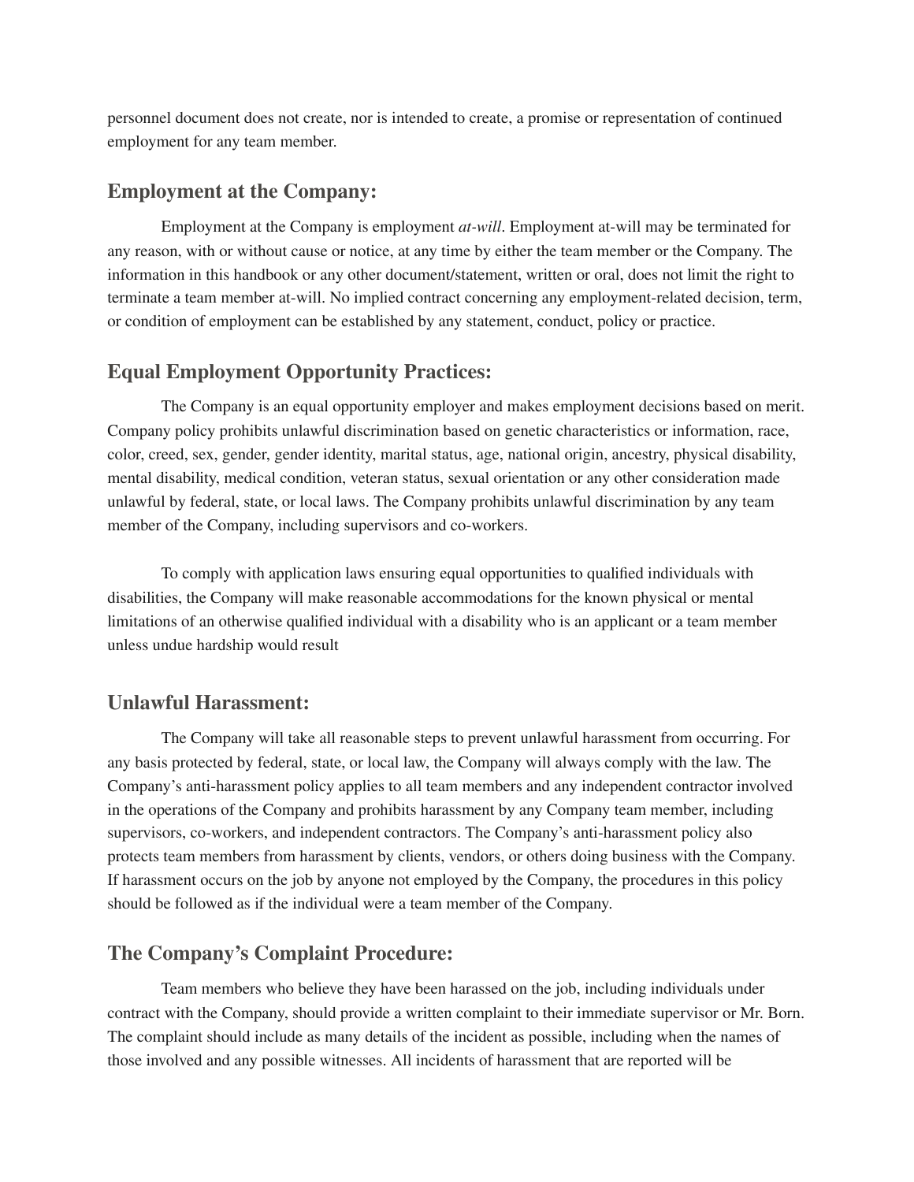personnel document does not create, nor is intended to create, a promise or representation of continued employment for any team member.

## Employment at the Company:

Employment at the Company is employment *at-will*. Employment at-will may be terminated for any reason, with or without cause or notice, at any time by either the team member or the Company. The information in this handbook or any other document/statement, written or oral, does not limit the right to terminate a team member at-will. No implied contract concerning any employment-related decision, term, or condition of employment can be established by any statement, conduct, policy or practice.

## Equal Employment Opportunity Practices:

The Company is an equal opportunity employer and makes employment decisions based on merit. Company policy prohibits unlawful discrimination based on genetic characteristics or information, race, color, creed, sex, gender, gender identity, marital status, age, national origin, ancestry, physical disability, mental disability, medical condition, veteran status, sexual orientation or any other consideration made unlawful by federal, state, or local laws. The Company prohibits unlawful discrimination by any team member of the Company, including supervisors and co-workers.

To comply with application laws ensuring equal opportunities to qualified individuals with disabilities, the Company will make reasonable accommodations for the known physical or mental limitations of an otherwise qualified individual with a disability who is an applicant or a team member unless undue hardship would result

## Unlawful Harassment:

The Company will take all reasonable steps to prevent unlawful harassment from occurring. For any basis protected by federal, state, or local law, the Company will always comply with the law. The Company's anti-harassment policy applies to all team members and any independent contractor involved in the operations of the Company and prohibits harassment by any Company team member, including supervisors, co-workers, and independent contractors. The Company's anti-harassment policy also protects team members from harassment by clients, vendors, or others doing business with the Company. If harassment occurs on the job by anyone not employed by the Company, the procedures in this policy should be followed as if the individual were a team member of the Company.

## The Company's Complaint Procedure:

Team members who believe they have been harassed on the job, including individuals under contract with the Company, should provide a written complaint to their immediate supervisor or Mr. Born. The complaint should include as many details of the incident as possible, including when the names of those involved and any possible witnesses. All incidents of harassment that are reported will be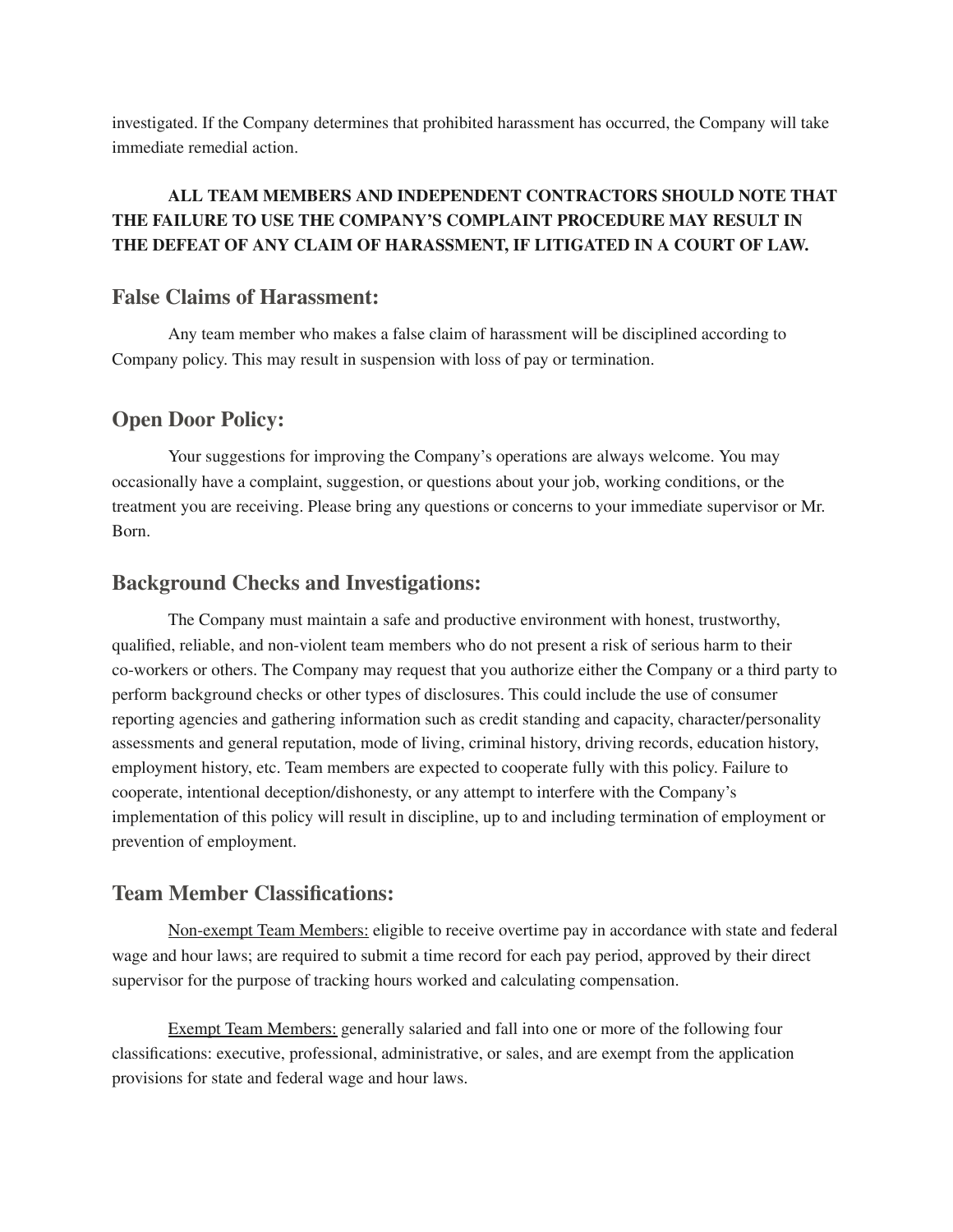investigated. If the Company determines that prohibited harassment has occurred, the Company will take immediate remedial action.

**ALL TEAM MEMBERS AND INDEPENDENT CONTRACTORS SHOULD NOTE THAT THE FAILURE TO USE THE COMPANY'S COMPLAINT PROCEDURE MAY RESULT IN THE DEFEAT OF ANY CLAIM OF HARASSMENT, IF LITIGATED IN A COURT OF LAW.**

## False Claims of Harassment:

Any team member who makes a false claim of harassment will be disciplined according to Company policy. This may result in suspension with loss of pay or termination.

## Open Door Policy:

Your suggestions for improving the Company's operations are always welcome. You may occasionally have a complaint, suggestion, or questions about your job, working conditions, or the treatment you are receiving. Please bring any questions or concerns to your immediate supervisor or Mr. Born.

## Background Checks and Investigations:

The Company must maintain a safe and productive environment with honest, trustworthy, qualified, reliable, and non-violent team members who do not present a risk of serious harm to their co-workers or others. The Company may request that you authorize either the Company or a third party to perform background checks or other types of disclosures. This could include the use of consumer reporting agencies and gathering information such as credit standing and capacity, character/personality assessments and general reputation, mode of living, criminal history, driving records, education history, employment history, etc. Team members are expected to cooperate fully with this policy. Failure to cooperate, intentional deception/dishonesty, or any attempt to interfere with the Company's implementation of this policy will result in discipline, up to and including termination of employment or prevention of employment.

## Team Member Classifications:

<u>Non-exempt Team Members:</u> eligible to receive overtime pay in accordance with state and federal wage and hour laws; are required to submit a time record for each pay period, approved by their direct supervisor for the purpose of tracking hours worked and calculating compensation.

<u>Exempt Team Members:</u> generally salaried and fall into one or more of the following four classifications: executive, professional, administrative, or sales, and are exempt from the application provisions for state and federal wage and hour laws.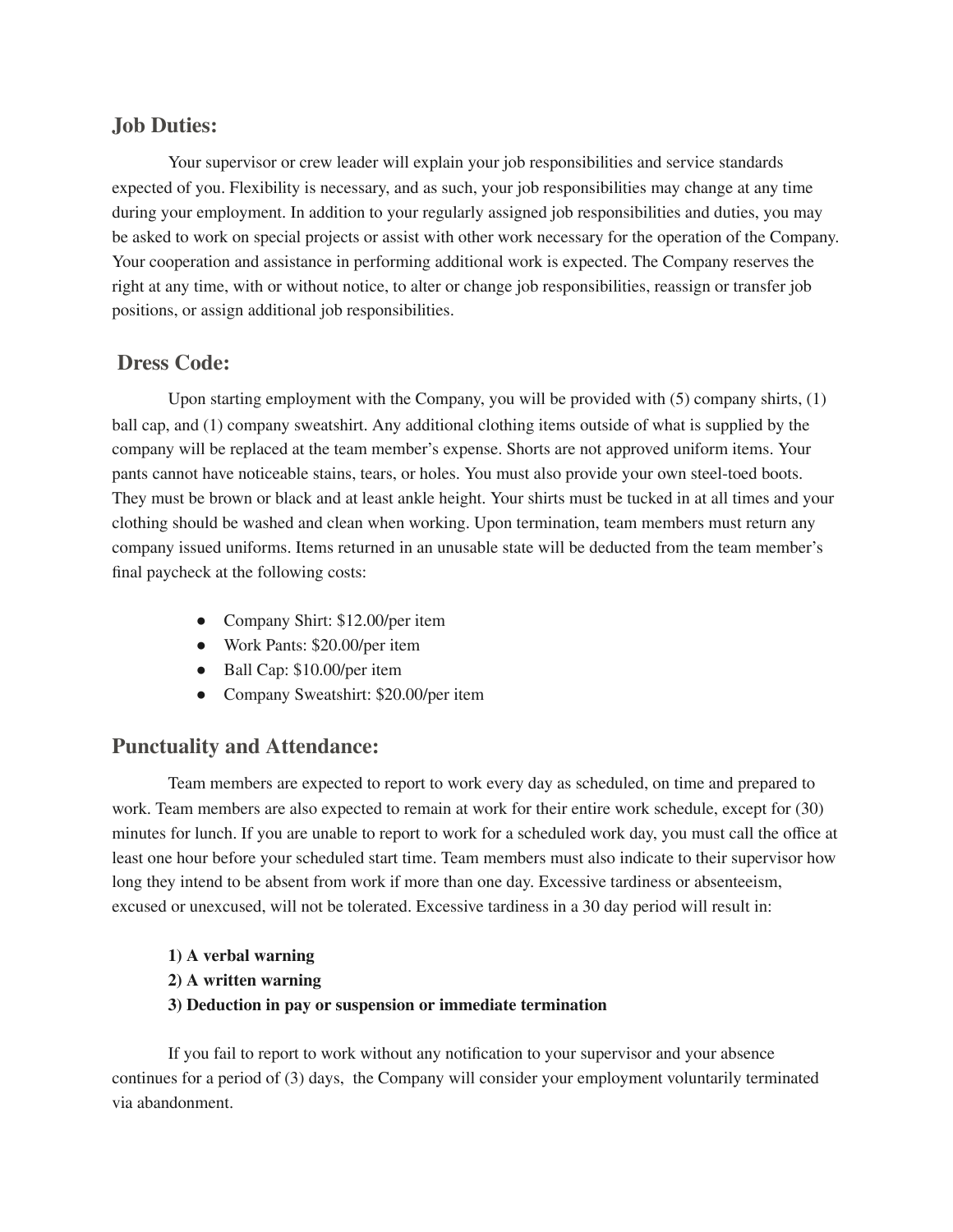## Job Duties:

Your supervisor or crew leader will explain your job responsibilities and service standards expected of you. Flexibility is necessary, and as such, your job responsibilities may change at any time during your employment. In addition to your regularly assigned job responsibilities and duties, you may be asked to work on special projects or assist with other work necessary for the operation of the Company. Your cooperation and assistance in performing additional work is expected. The Company reserves the right at any time, with or without notice, to alter or change job responsibilities, reassign or transfer job positions, or assign additional job responsibilities.

## Dress Code:

Upon starting employment with the Company, you will be provided with (5) company shirts, (1) ball cap, and (1) company sweatshirt. Any additional clothing items outside of what is supplied by the company will be replaced at the team member's expense. Shorts are not approved uniform items. Your pants cannot have noticeable stains, tears, or holes. You must also provide your own steel-toed boots. They must be brown or black and at least ankle height. Your shirts must be tucked in at all times and your clothing should be washed and clean when working. Upon termination, team members must return any company issued uniforms. Items returned in an unusable state will be deducted from the team member's final paycheck at the following costs:

- Company Shirt: $12.00/per item
- Work Pants: $20.00/per item
- Ball Cap: $10.00/per item
- Company Sweatshirt: $20.00/per item

## Punctuality and Attendance:

Team members are expected to report to work every day as scheduled, on time and prepared to work. Team members are also expected to remain at work for their entire work schedule, except for (30) minutes for lunch. If you are unable to report to work for a scheduled work day, you must call the office at least one hour before your scheduled start time. Team members must also indicate to their supervisor how long they intend to be absent from work if more than one day. Excessive tardiness or absenteeism, excused or unexcused, will not be tolerated. Excessive tardiness in a 30 day period will result in:

**1) A verbal warning**
**2) A written warning**
**3) Deduction in pay or suspension or immediate termination**

If you fail to report to work without any notification to your supervisor and your absence continues for a period of (3) days, the Company will consider your employment voluntarily terminated via abandonment.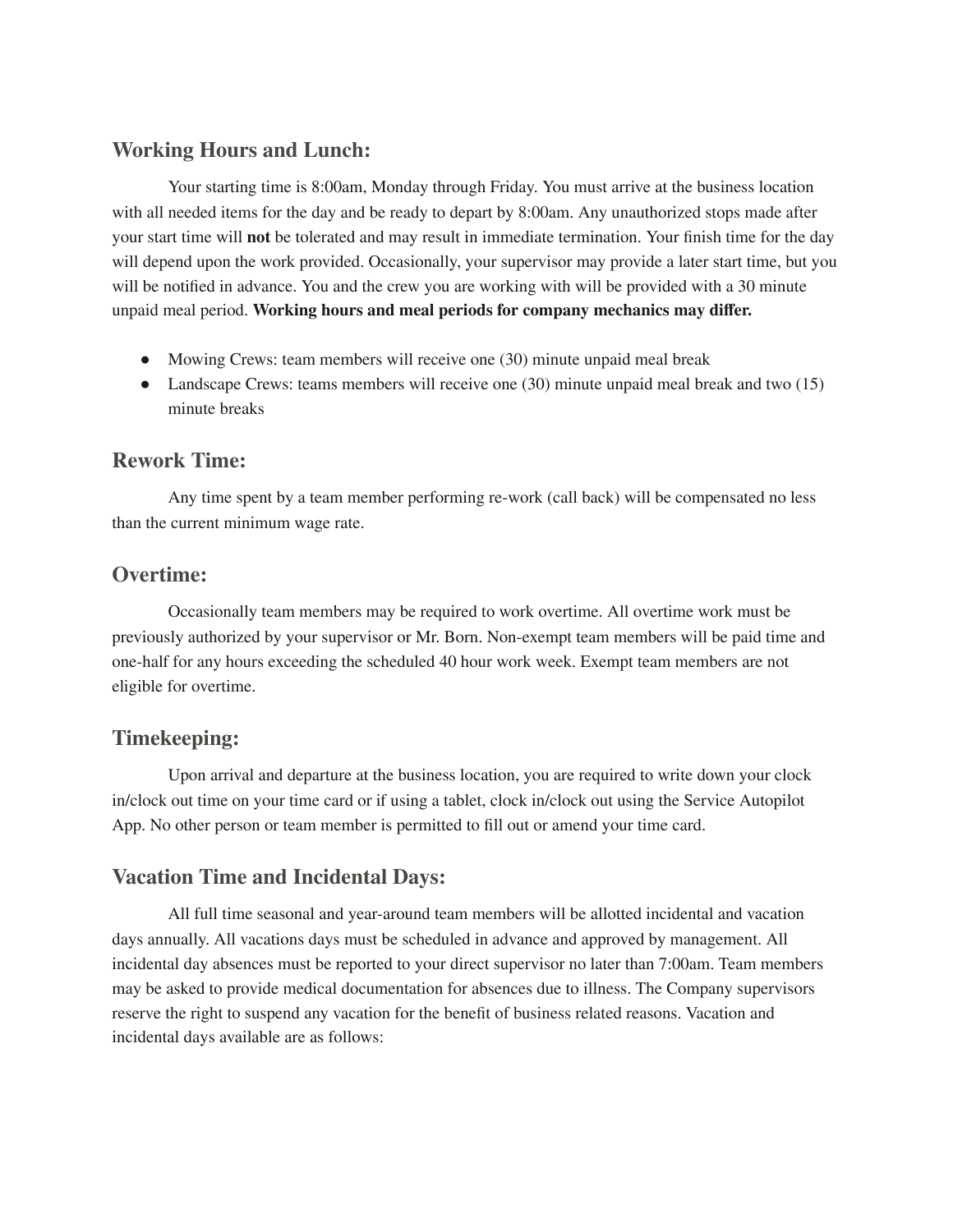## Working Hours and Lunch:

Your starting time is 8:00am, Monday through Friday. You must arrive at the business location with all needed items for the day and be ready to depart by 8:00am. Any unauthorized stops made after your start time will **not** be tolerated and may result in immediate termination. Your finish time for the day will depend upon the work provided. Occasionally, your supervisor may provide a later start time, but you will be notified in advance. You and the crew you are working with will be provided with a 30 minute unpaid meal period. **Working hours and meal periods for company mechanics may differ.**

- Mowing Crews: team members will receive one (30) minute unpaid meal break
- Landscape Crews: teams members will receive one (30) minute unpaid meal break and two (15) minute breaks

## Rework Time:

Any time spent by a team member performing re-work (call back) will be compensated no less than the current minimum wage rate.

## Overtime:

Occasionally team members may be required to work overtime. All overtime work must be previously authorized by your supervisor or Mr. Born. Non-exempt team members will be paid time and one-half for any hours exceeding the scheduled 40 hour work week. Exempt team members are not eligible for overtime.

## Timekeeping:

Upon arrival and departure at the business location, you are required to write down your clock in/clock out time on your time card or if using a tablet, clock in/clock out using the Service Autopilot App. No other person or team member is permitted to fill out or amend your time card.

## Vacation Time and Incidental Days:

All full time seasonal and year-around team members will be allotted incidental and vacation days annually. All vacations days must be scheduled in advance and approved by management. All incidental day absences must be reported to your direct supervisor no later than 7:00am. Team members may be asked to provide medical documentation for absences due to illness. The Company supervisors reserve the right to suspend any vacation for the benefit of business related reasons. Vacation and incidental days available are as follows: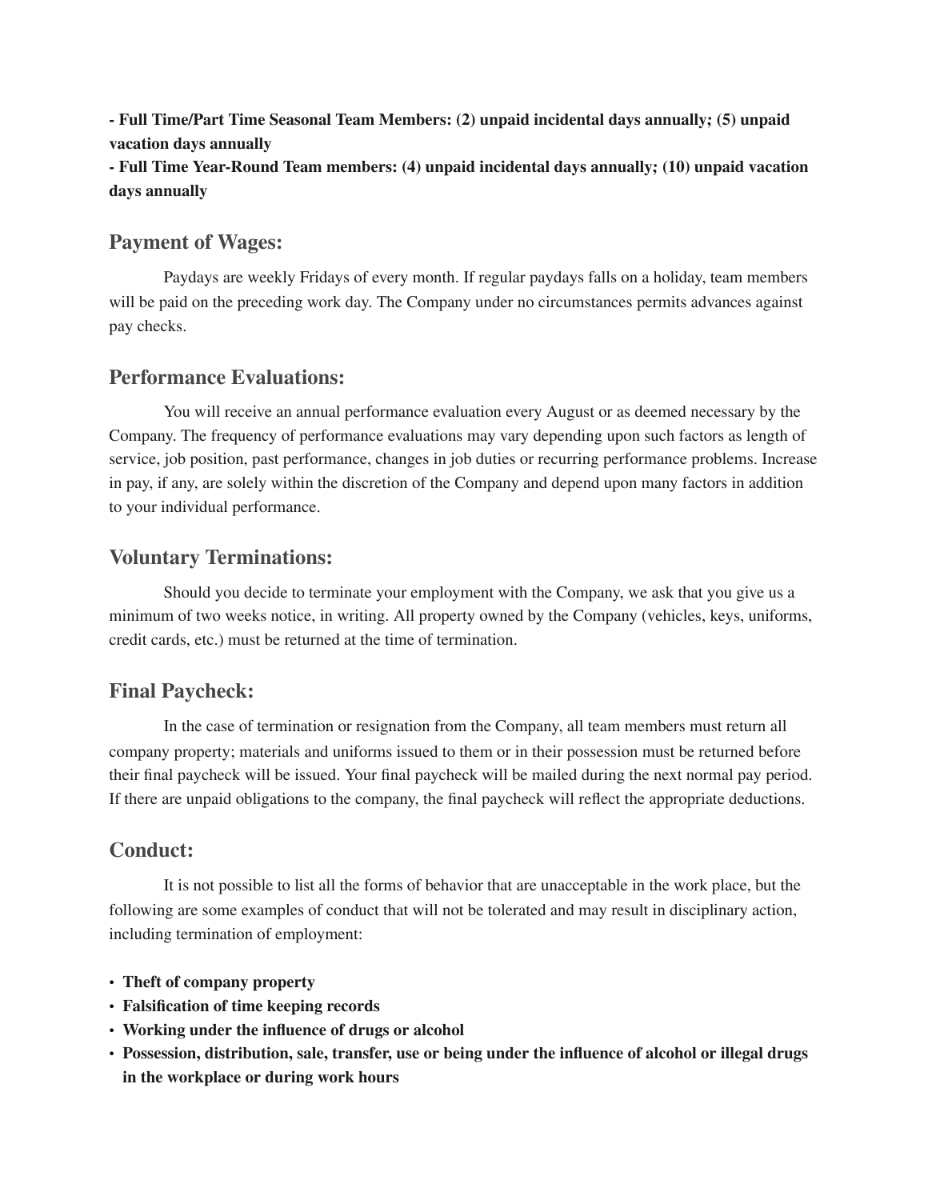**- Full Time/Part Time Seasonal Team Members: (2) unpaid incidental days annually; (5) unpaid vacation days annually**
**- Full Time Year-Round Team members: (4) unpaid incidental days annually; (10) unpaid vacation days annually**

## Payment of Wages:

Paydays are weekly Fridays of every month. If regular paydays falls on a holiday, team members will be paid on the preceding work day. The Company under no circumstances permits advances against pay checks.

## Performance Evaluations:

You will receive an annual performance evaluation every August or as deemed necessary by the Company. The frequency of performance evaluations may vary depending upon such factors as length of service, job position, past performance, changes in job duties or recurring performance problems. Increase in pay, if any, are solely within the discretion of the Company and depend upon many factors in addition to your individual performance.

## Voluntary Terminations:

Should you decide to terminate your employment with the Company, we ask that you give us a minimum of two weeks notice, in writing. All property owned by the Company (vehicles, keys, uniforms, credit cards, etc.) must be returned at the time of termination.

## Final Paycheck:

In the case of termination or resignation from the Company, all team members must return all company property; materials and uniforms issued to them or in their possession must be returned before their final paycheck will be issued. Your final paycheck will be mailed during the next normal pay period. If there are unpaid obligations to the company, the final paycheck will reflect the appropriate deductions.

## Conduct:

It is not possible to list all the forms of behavior that are unacceptable in the work place, but the following are some examples of conduct that will not be tolerated and may result in disciplinary action, including termination of employment:

- **Theft of company property**
- **Falsification of time keeping records**
- **Working under the influence of drugs or alcohol**
- **Possession, distribution, sale, transfer, use or being under the influence of alcohol or illegal drugs in the workplace or during work hours**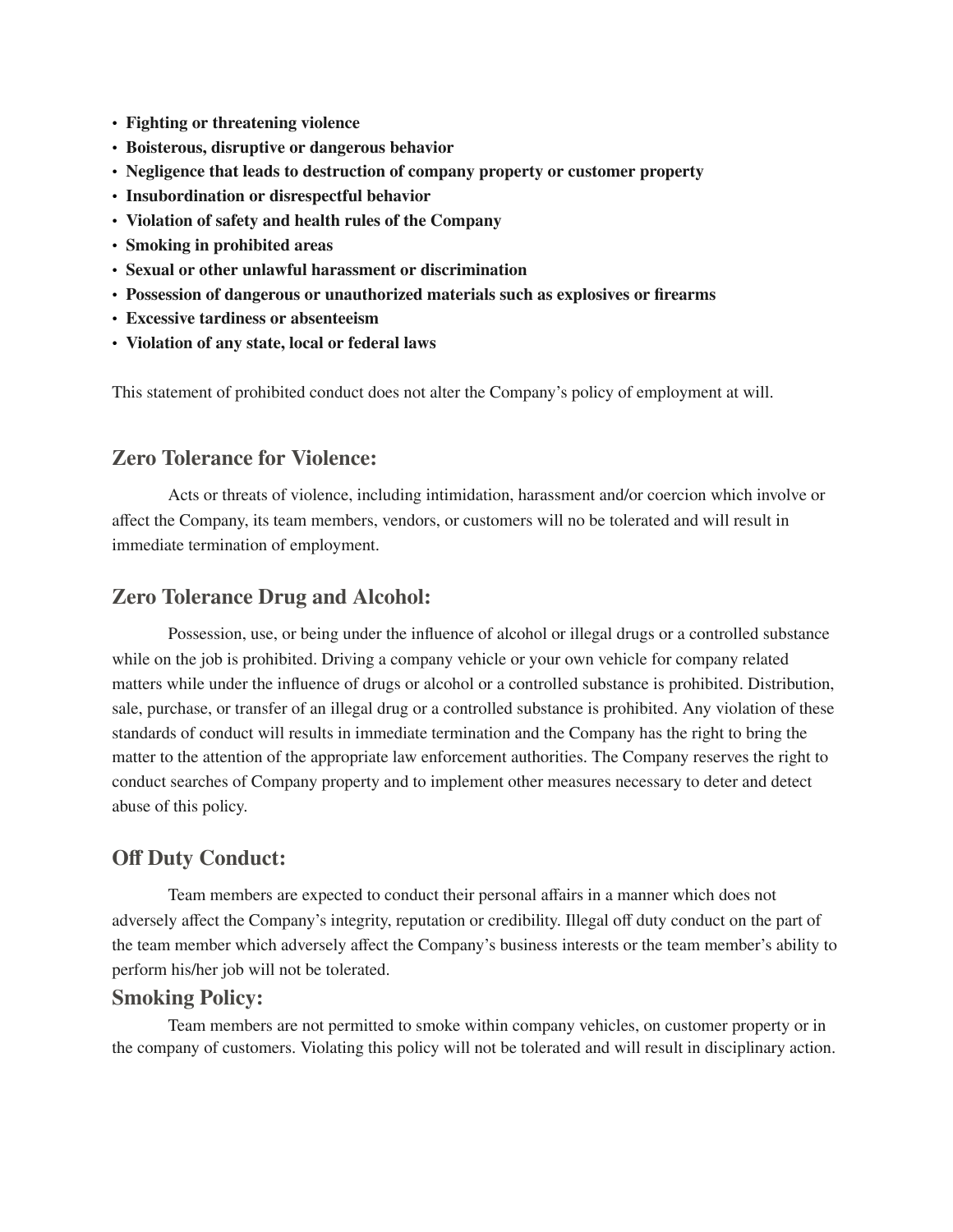- **Fighting or threatening violence**
- **Boisterous, disruptive or dangerous behavior**
- **Negligence that leads to destruction of company property or customer property**
- **Insubordination or disrespectful behavior**
- **Violation of safety and health rules of the Company**
- **Smoking in prohibited areas**
- **Sexual or other unlawful harassment or discrimination**
- **Possession of dangerous or unauthorized materials such as explosives or firearms**
- **Excessive tardiness or absenteeism**
- **Violation of any state, local or federal laws**

This statement of prohibited conduct does not alter the Company's policy of employment at will.

## Zero Tolerance for Violence:

Acts or threats of violence, including intimidation, harassment and/or coercion which involve or affect the Company, its team members, vendors, or customers will no be tolerated and will result in immediate termination of employment.

## Zero Tolerance Drug and Alcohol:

Possession, use, or being under the influence of alcohol or illegal drugs or a controlled substance while on the job is prohibited. Driving a company vehicle or your own vehicle for company related matters while under the influence of drugs or alcohol or a controlled substance is prohibited. Distribution, sale, purchase, or transfer of an illegal drug or a controlled substance is prohibited. Any violation of these standards of conduct will results in immediate termination and the Company has the right to bring the matter to the attention of the appropriate law enforcement authorities. The Company reserves the right to conduct searches of Company property and to implement other measures necessary to deter and detect abuse of this policy.

## Off Duty Conduct:

Team members are expected to conduct their personal affairs in a manner which does not adversely affect the Company's integrity, reputation or credibility. Illegal off duty conduct on the part of the team member which adversely affect the Company's business interests or the team member's ability to perform his/her job will not be tolerated.

## Smoking Policy:

Team members are not permitted to smoke within company vehicles, on customer property or in the company of customers. Violating this policy will not be tolerated and will result in disciplinary action.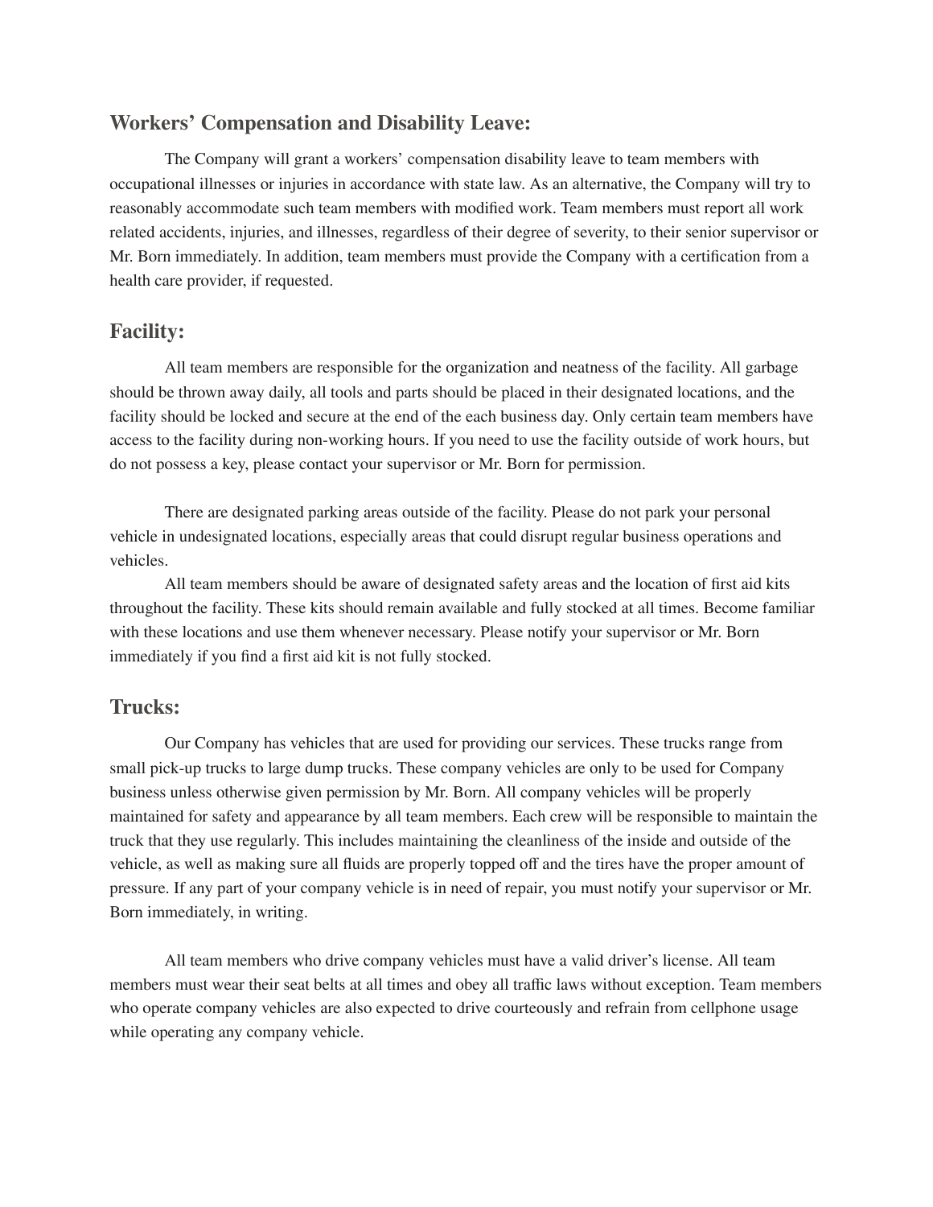## Workers' Compensation and Disability Leave:

The Company will grant a workers' compensation disability leave to team members with occupational illnesses or injuries in accordance with state law. As an alternative, the Company will try to reasonably accommodate such team members with modified work. Team members must report all work related accidents, injuries, and illnesses, regardless of their degree of severity, to their senior supervisor or Mr. Born immediately. In addition, team members must provide the Company with a certification from a health care provider, if requested.

## Facility:

All team members are responsible for the organization and neatness of the facility. All garbage should be thrown away daily, all tools and parts should be placed in their designated locations, and the facility should be locked and secure at the end of the each business day. Only certain team members have access to the facility during non-working hours. If you need to use the facility outside of work hours, but do not possess a key, please contact your supervisor or Mr. Born for permission.

There are designated parking areas outside of the facility. Please do not park your personal vehicle in undesignated locations, especially areas that could disrupt regular business operations and vehicles.

All team members should be aware of designated safety areas and the location of first aid kits throughout the facility. These kits should remain available and fully stocked at all times. Become familiar with these locations and use them whenever necessary. Please notify your supervisor or Mr. Born immediately if you find a first aid kit is not fully stocked.

## Trucks:

Our Company has vehicles that are used for providing our services. These trucks range from small pick-up trucks to large dump trucks. These company vehicles are only to be used for Company business unless otherwise given permission by Mr. Born. All company vehicles will be properly maintained for safety and appearance by all team members. Each crew will be responsible to maintain the truck that they use regularly. This includes maintaining the cleanliness of the inside and outside of the vehicle, as well as making sure all fluids are properly topped off and the tires have the proper amount of pressure. If any part of your company vehicle is in need of repair, you must notify your supervisor or Mr. Born immediately, in writing.

All team members who drive company vehicles must have a valid driver's license. All team members must wear their seat belts at all times and obey all traffic laws without exception. Team members who operate company vehicles are also expected to drive courteously and refrain from cellphone usage while operating any company vehicle.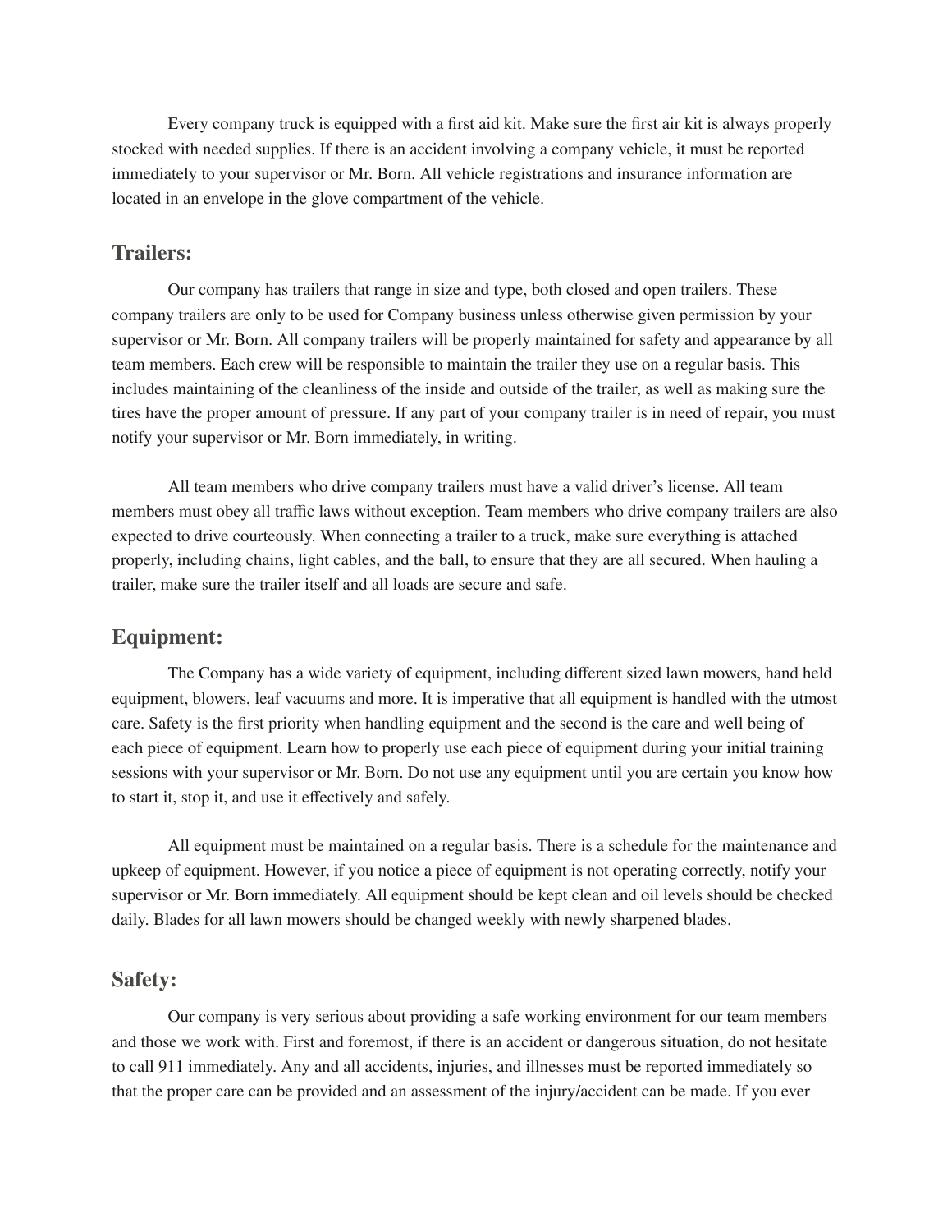Every company truck is equipped with a first aid kit. Make sure the first air kit is always properly stocked with needed supplies. If there is an accident involving a company vehicle, it must be reported immediately to your supervisor or Mr. Born. All vehicle registrations and insurance information are located in an envelope in the glove compartment of the vehicle.

## Trailers:

Our company has trailers that range in size and type, both closed and open trailers. These company trailers are only to be used for Company business unless otherwise given permission by your supervisor or Mr. Born. All company trailers will be properly maintained for safety and appearance by all team members. Each crew will be responsible to maintain the trailer they use on a regular basis. This includes maintaining of the cleanliness of the inside and outside of the trailer, as well as making sure the tires have the proper amount of pressure. If any part of your company trailer is in need of repair, you must notify your supervisor or Mr. Born immediately, in writing.

All team members who drive company trailers must have a valid driver's license. All team members must obey all traffic laws without exception. Team members who drive company trailers are also expected to drive courteously. When connecting a trailer to a truck, make sure everything is attached properly, including chains, light cables, and the ball, to ensure that they are all secured. When hauling a trailer, make sure the trailer itself and all loads are secure and safe.

## Equipment:

The Company has a wide variety of equipment, including different sized lawn mowers, hand held equipment, blowers, leaf vacuums and more. It is imperative that all equipment is handled with the utmost care. Safety is the first priority when handling equipment and the second is the care and well being of each piece of equipment. Learn how to properly use each piece of equipment during your initial training sessions with your supervisor or Mr. Born. Do not use any equipment until you are certain you know how to start it, stop it, and use it effectively and safely.

All equipment must be maintained on a regular basis. There is a schedule for the maintenance and upkeep of equipment. However, if you notice a piece of equipment is not operating correctly, notify your supervisor or Mr. Born immediately. All equipment should be kept clean and oil levels should be checked daily. Blades for all lawn mowers should be changed weekly with newly sharpened blades.

## Safety:

Our company is very serious about providing a safe working environment for our team members and those we work with. First and foremost, if there is an accident or dangerous situation, do not hesitate to call 911 immediately. Any and all accidents, injuries, and illnesses must be reported immediately so that the proper care can be provided and an assessment of the injury/accident can be made. If you ever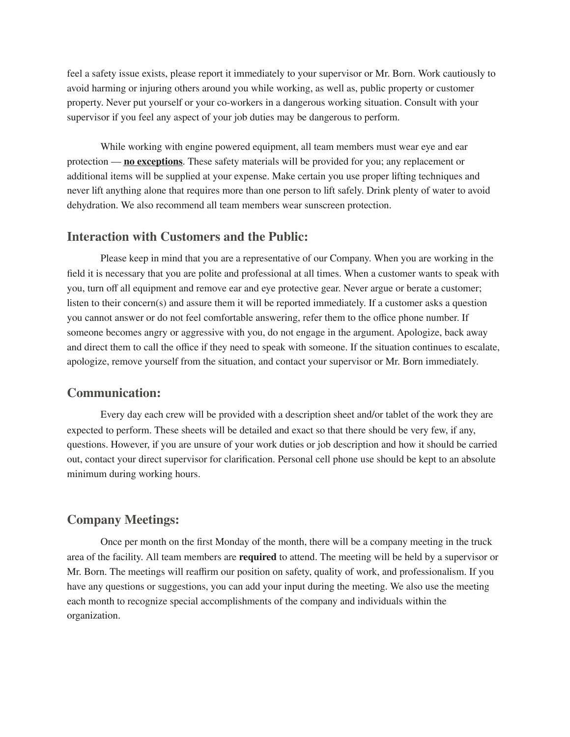feel a safety issue exists, please report it immediately to your supervisor or Mr. Born. Work cautiously to avoid harming or injuring others around you while working, as well as, public property or customer property. Never put yourself or your co-workers in a dangerous working situation. Consult with your supervisor if you feel any aspect of your job duties may be dangerous to perform.

While working with engine powered equipment, all team members must wear eye and ear protection — <u>**no exceptions**</u>. These safety materials will be provided for you; any replacement or additional items will be supplied at your expense. Make certain you use proper lifting techniques and never lift anything alone that requires more than one person to lift safely. Drink plenty of water to avoid dehydration. We also recommend all team members wear sunscreen protection.

## Interaction with Customers and the Public:

Please keep in mind that you are a representative of our Company. When you are working in the field it is necessary that you are polite and professional at all times. When a customer wants to speak with you, turn off all equipment and remove ear and eye protective gear. Never argue or berate a customer; listen to their concern(s) and assure them it will be reported immediately. If a customer asks a question you cannot answer or do not feel comfortable answering, refer them to the office phone number. If someone becomes angry or aggressive with you, do not engage in the argument. Apologize, back away and direct them to call the office if they need to speak with someone. If the situation continues to escalate, apologize, remove yourself from the situation, and contact your supervisor or Mr. Born immediately.

## Communication:

Every day each crew will be provided with a description sheet and/or tablet of the work they are expected to perform. These sheets will be detailed and exact so that there should be very few, if any, questions. However, if you are unsure of your work duties or job description and how it should be carried out, contact your direct supervisor for clarification. Personal cell phone use should be kept to an absolute minimum during working hours.

## Company Meetings:

Once per month on the first Monday of the month, there will be a company meeting in the truck area of the facility. All team members are **required** to attend. The meeting will be held by a supervisor or Mr. Born. The meetings will reaffirm our position on safety, quality of work, and professionalism. If you have any questions or suggestions, you can add your input during the meeting. We also use the meeting each month to recognize special accomplishments of the company and individuals within the organization.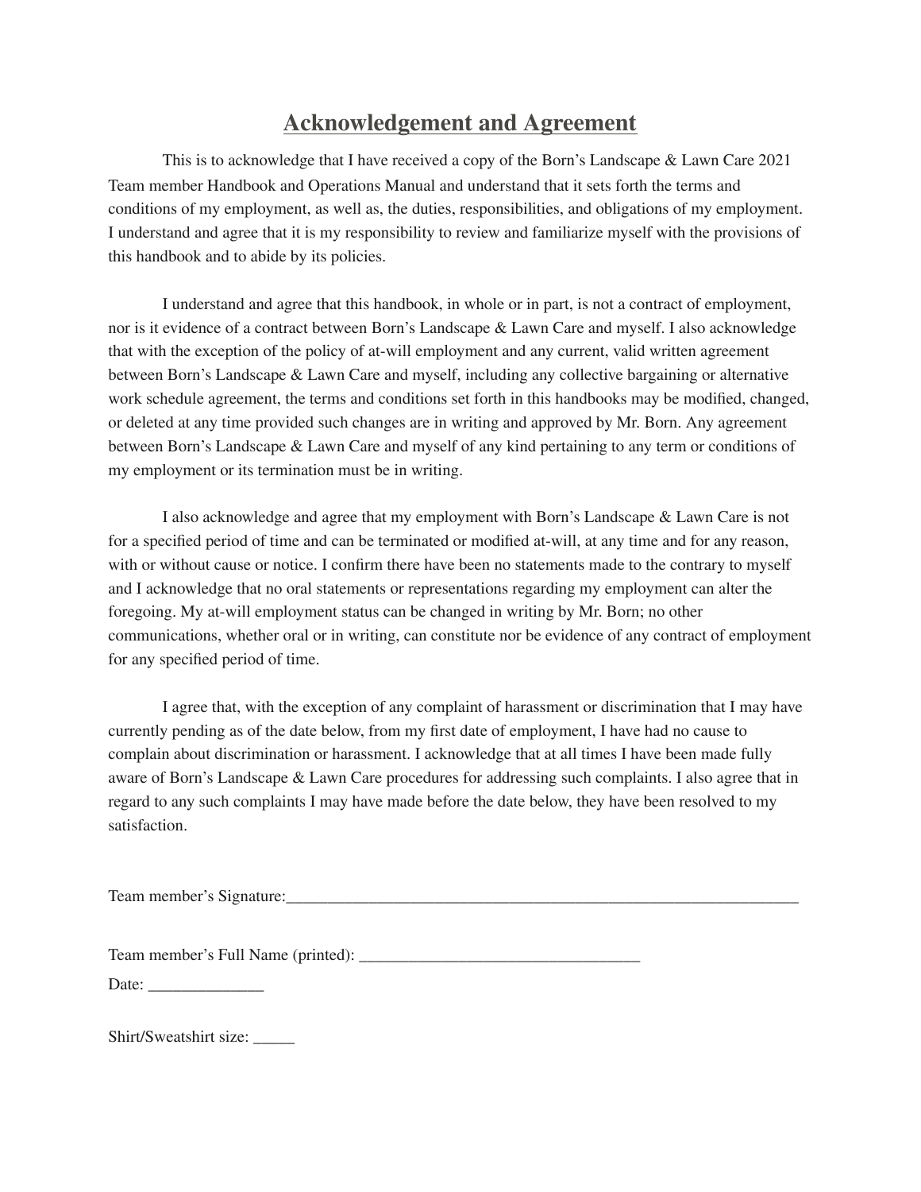# Acknowledgement and Agreement

This is to acknowledge that I have received a copy of the Born's Landscape & Lawn Care 2021 Team member Handbook and Operations Manual and understand that it sets forth the terms and conditions of my employment, as well as, the duties, responsibilities, and obligations of my employment. I understand and agree that it is my responsibility to review and familiarize myself with the provisions of this handbook and to abide by its policies.

I understand and agree that this handbook, in whole or in part, is not a contract of employment, nor is it evidence of a contract between Born's Landscape & Lawn Care and myself. I also acknowledge that with the exception of the policy of at-will employment and any current, valid written agreement between Born's Landscape & Lawn Care and myself, including any collective bargaining or alternative work schedule agreement, the terms and conditions set forth in this handbooks may be modified, changed, or deleted at any time provided such changes are in writing and approved by Mr. Born. Any agreement between Born's Landscape & Lawn Care and myself of any kind pertaining to any term or conditions of my employment or its termination must be in writing.

I also acknowledge and agree that my employment with Born's Landscape & Lawn Care is not for a specified period of time and can be terminated or modified at-will, at any time and for any reason, with or without cause or notice. I confirm there have been no statements made to the contrary to myself and I acknowledge that no oral statements or representations regarding my employment can alter the foregoing. My at-will employment status can be changed in writing by Mr. Born; no other communications, whether oral or in writing, can constitute nor be evidence of any contract of employment for any specified period of time.

I agree that, with the exception of any complaint of harassment or discrimination that I may have currently pending as of the date below, from my first date of employment, I have had no cause to complain about discrimination or harassment. I acknowledge that at all times I have been made fully aware of Born's Landscape & Lawn Care procedures for addressing such complaints. I also agree that in regard to any such complaints I may have made before the date below, they have been resolved to my satisfaction.

Team member's Signature:_________________________________________________________________

Team member's Full Name (printed): ___________________________________

Date: ______________

Shirt/Sweatshirt size: _____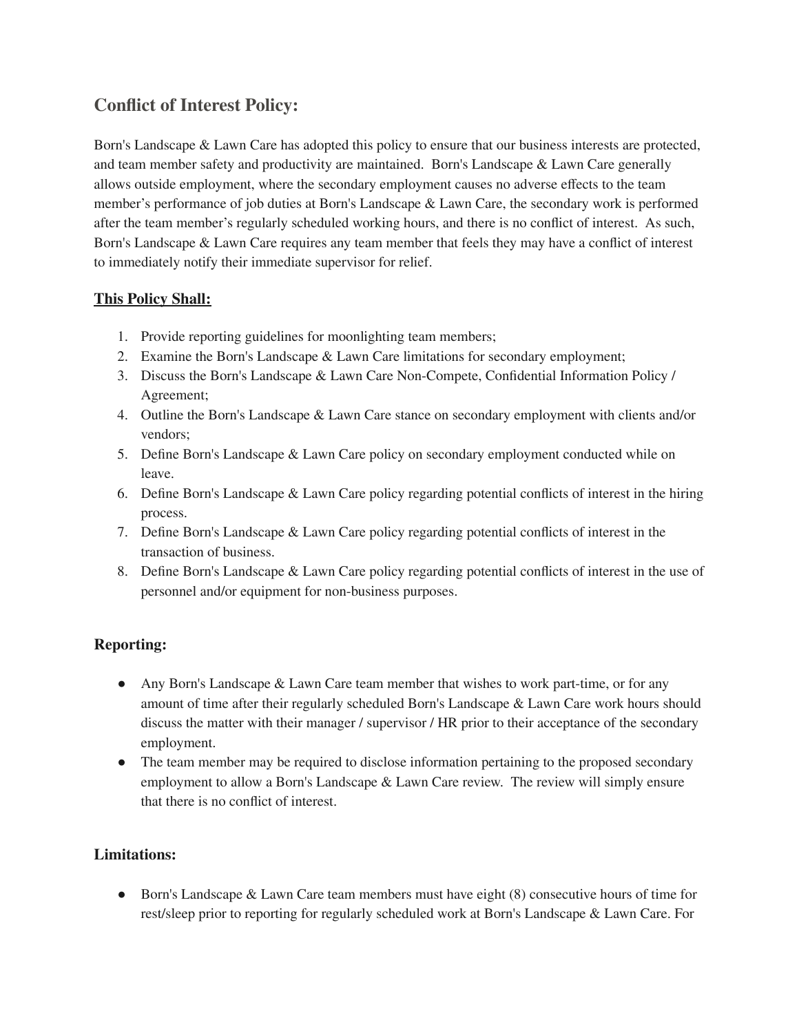## Conflict of Interest Policy:

Born's Landscape & Lawn Care has adopted this policy to ensure that our business interests are protected, and team member safety and productivity are maintained. Born's Landscape & Lawn Care generally allows outside employment, where the secondary employment causes no adverse effects to the team member's performance of job duties at Born's Landscape & Lawn Care, the secondary work is performed after the team member's regularly scheduled working hours, and there is no conflict of interest. As such, Born's Landscape & Lawn Care requires any team member that feels they may have a conflict of interest to immediately notify their immediate supervisor for relief.

**This Policy Shall:**

1. Provide reporting guidelines for moonlighting team members;
2. Examine the Born's Landscape & Lawn Care limitations for secondary employment;
3. Discuss the Born's Landscape & Lawn Care Non-Compete, Confidential Information Policy / Agreement;
4. Outline the Born's Landscape & Lawn Care stance on secondary employment with clients and/or vendors;
5. Define Born's Landscape & Lawn Care policy on secondary employment conducted while on leave.
6. Define Born's Landscape & Lawn Care policy regarding potential conflicts of interest in the hiring process.
7. Define Born's Landscape & Lawn Care policy regarding potential conflicts of interest in the transaction of business.
8. Define Born's Landscape & Lawn Care policy regarding potential conflicts of interest in the use of personnel and/or equipment for non-business purposes.

### Reporting:

- Any Born's Landscape & Lawn Care team member that wishes to work part-time, or for any amount of time after their regularly scheduled Born's Landscape & Lawn Care work hours should discuss the matter with their manager / supervisor / HR prior to their acceptance of the secondary employment.
- The team member may be required to disclose information pertaining to the proposed secondary employment to allow a Born's Landscape & Lawn Care review. The review will simply ensure that there is no conflict of interest.

### Limitations:

- Born's Landscape & Lawn Care team members must have eight (8) consecutive hours of time for rest/sleep prior to reporting for regularly scheduled work at Born's Landscape & Lawn Care. For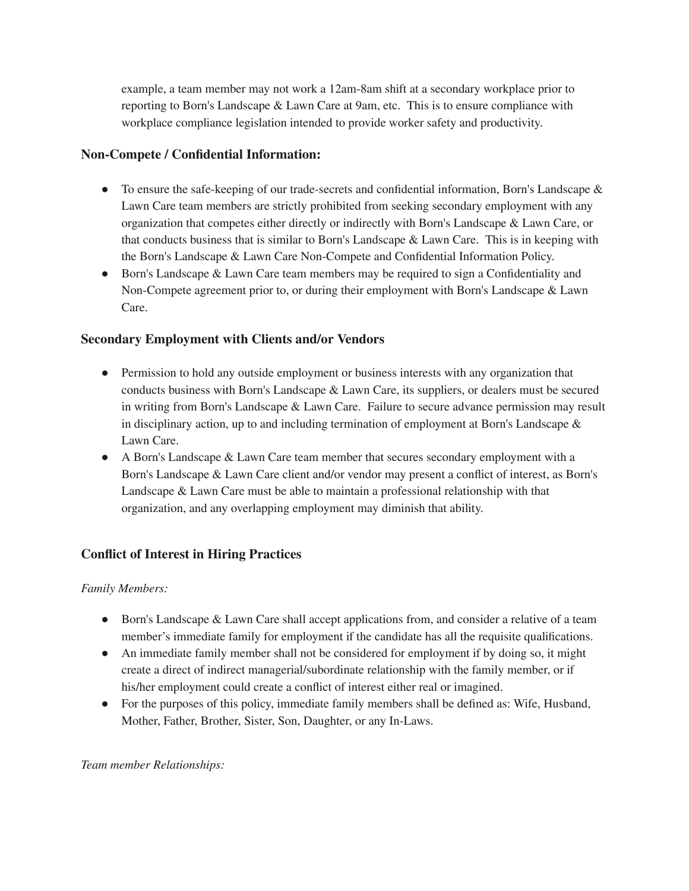example, a team member may not work a 12am-8am shift at a secondary workplace prior to reporting to Born's Landscape & Lawn Care at 9am, etc. This is to ensure compliance with workplace compliance legislation intended to provide worker safety and productivity.

### Non-Compete / Confidential Information:

- To ensure the safe-keeping of our trade-secrets and confidential information, Born's Landscape & Lawn Care team members are strictly prohibited from seeking secondary employment with any organization that competes either directly or indirectly with Born's Landscape & Lawn Care, or that conducts business that is similar to Born's Landscape & Lawn Care. This is in keeping with the Born's Landscape & Lawn Care Non-Compete and Confidential Information Policy.
- Born's Landscape & Lawn Care team members may be required to sign a Confidentiality and Non-Compete agreement prior to, or during their employment with Born's Landscape & Lawn Care.

### Secondary Employment with Clients and/or Vendors

- Permission to hold any outside employment or business interests with any organization that conducts business with Born's Landscape & Lawn Care, its suppliers, or dealers must be secured in writing from Born's Landscape & Lawn Care. Failure to secure advance permission may result in disciplinary action, up to and including termination of employment at Born's Landscape & Lawn Care.
- A Born's Landscape & Lawn Care team member that secures secondary employment with a Born's Landscape & Lawn Care client and/or vendor may present a conflict of interest, as Born's Landscape & Lawn Care must be able to maintain a professional relationship with that organization, and any overlapping employment may diminish that ability.

### Conflict of Interest in Hiring Practices

*Family Members:*

- Born's Landscape & Lawn Care shall accept applications from, and consider a relative of a team member's immediate family for employment if the candidate has all the requisite qualifications.
- An immediate family member shall not be considered for employment if by doing so, it might create a direct of indirect managerial/subordinate relationship with the family member, or if his/her employment could create a conflict of interest either real or imagined.
- For the purposes of this policy, immediate family members shall be defined as: Wife, Husband, Mother, Father, Brother, Sister, Son, Daughter, or any In-Laws.

*Team member Relationships:*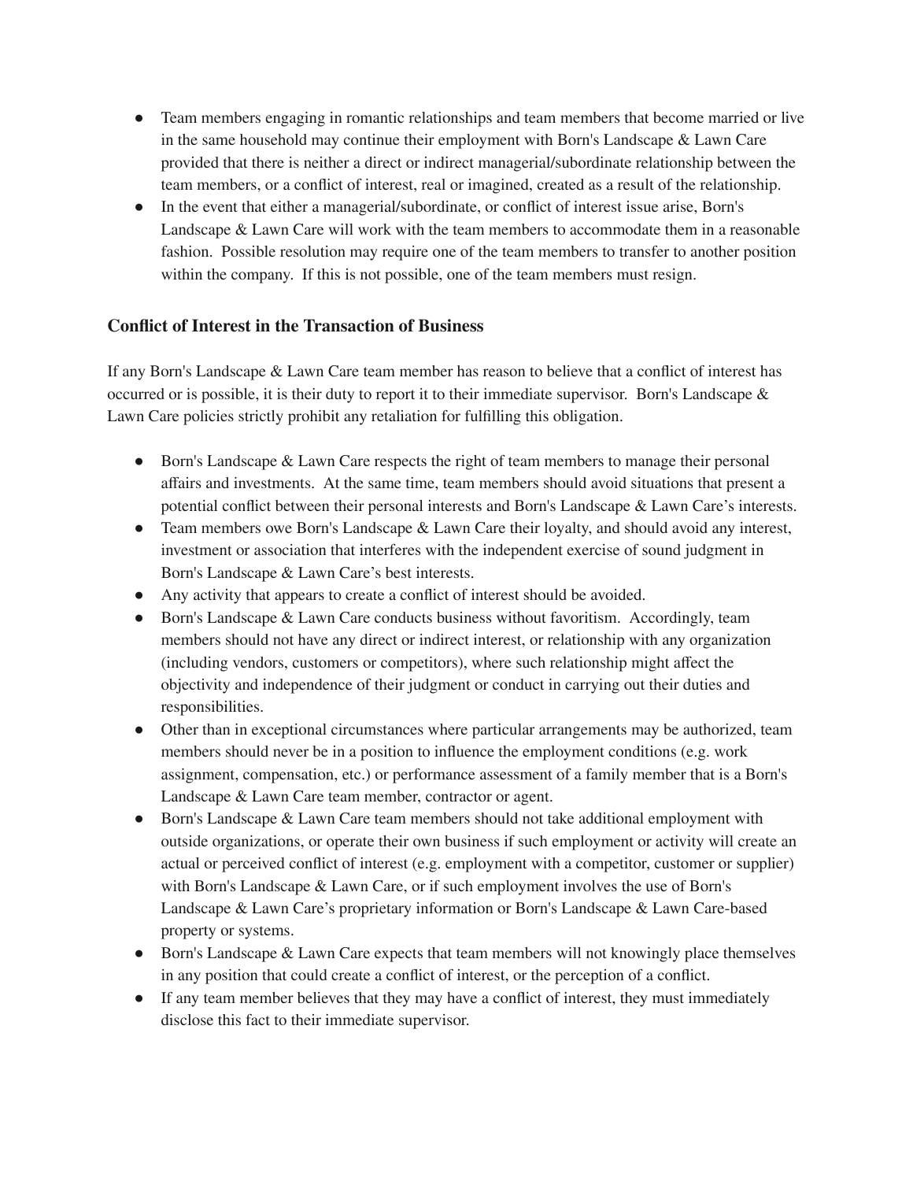- Team members engaging in romantic relationships and team members that become married or live in the same household may continue their employment with Born's Landscape & Lawn Care provided that there is neither a direct or indirect managerial/subordinate relationship between the team members, or a conflict of interest, real or imagined, created as a result of the relationship.
- In the event that either a managerial/subordinate, or conflict of interest issue arise, Born's Landscape & Lawn Care will work with the team members to accommodate them in a reasonable fashion. Possible resolution may require one of the team members to transfer to another position within the company. If this is not possible, one of the team members must resign.

### Conflict of Interest in the Transaction of Business

If any Born's Landscape & Lawn Care team member has reason to believe that a conflict of interest has occurred or is possible, it is their duty to report it to their immediate supervisor. Born's Landscape & Lawn Care policies strictly prohibit any retaliation for fulfilling this obligation.

- Born's Landscape & Lawn Care respects the right of team members to manage their personal affairs and investments. At the same time, team members should avoid situations that present a potential conflict between their personal interests and Born's Landscape & Lawn Care's interests.
- Team members owe Born's Landscape & Lawn Care their loyalty, and should avoid any interest, investment or association that interferes with the independent exercise of sound judgment in Born's Landscape & Lawn Care's best interests.
- Any activity that appears to create a conflict of interest should be avoided.
- Born's Landscape & Lawn Care conducts business without favoritism. Accordingly, team members should not have any direct or indirect interest, or relationship with any organization (including vendors, customers or competitors), where such relationship might affect the objectivity and independence of their judgment or conduct in carrying out their duties and responsibilities.
- Other than in exceptional circumstances where particular arrangements may be authorized, team members should never be in a position to influence the employment conditions (e.g. work assignment, compensation, etc.) or performance assessment of a family member that is a Born's Landscape & Lawn Care team member, contractor or agent.
- Born's Landscape & Lawn Care team members should not take additional employment with outside organizations, or operate their own business if such employment or activity will create an actual or perceived conflict of interest (e.g. employment with a competitor, customer or supplier) with Born's Landscape & Lawn Care, or if such employment involves the use of Born's Landscape & Lawn Care's proprietary information or Born's Landscape & Lawn Care-based property or systems.
- Born's Landscape & Lawn Care expects that team members will not knowingly place themselves in any position that could create a conflict of interest, or the perception of a conflict.
- If any team member believes that they may have a conflict of interest, they must immediately disclose this fact to their immediate supervisor.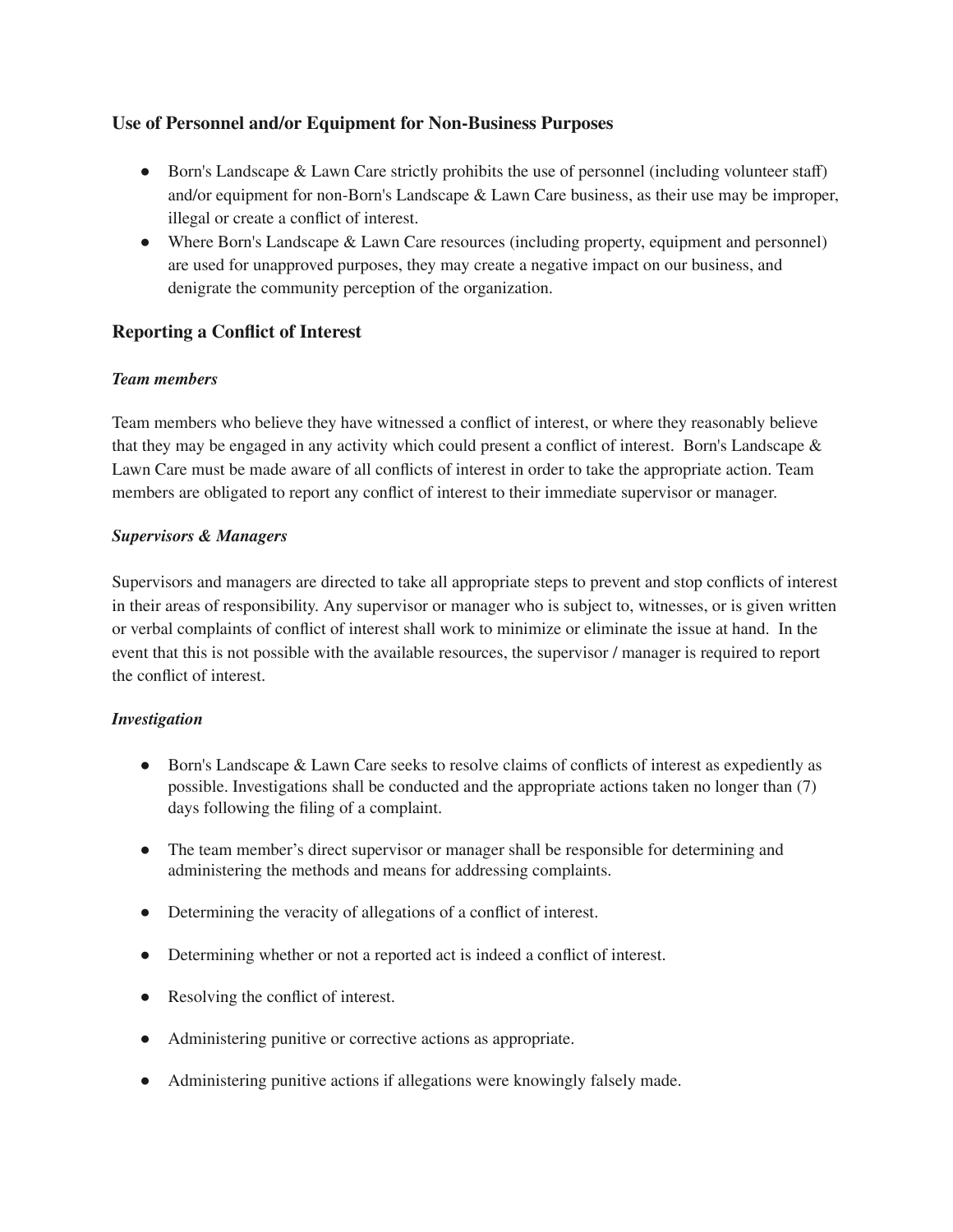### Use of Personnel and/or Equipment for Non-Business Purposes

- Born's Landscape & Lawn Care strictly prohibits the use of personnel (including volunteer staff) and/or equipment for non-Born's Landscape & Lawn Care business, as their use may be improper, illegal or create a conflict of interest.
- Where Born's Landscape & Lawn Care resources (including property, equipment and personnel) are used for unapproved purposes, they may create a negative impact on our business, and denigrate the community perception of the organization.

## Reporting a Conflict of Interest

***Team members***

Team members who believe they have witnessed a conflict of interest, or where they reasonably believe that they may be engaged in any activity which could present a conflict of interest. Born's Landscape & Lawn Care must be made aware of all conflicts of interest in order to take the appropriate action. Team members are obligated to report any conflict of interest to their immediate supervisor or manager.

***Supervisors & Managers***

Supervisors and managers are directed to take all appropriate steps to prevent and stop conflicts of interest in their areas of responsibility. Any supervisor or manager who is subject to, witnesses, or is given written or verbal complaints of conflict of interest shall work to minimize or eliminate the issue at hand. In the event that this is not possible with the available resources, the supervisor / manager is required to report the conflict of interest.

***Investigation***

- Born's Landscape & Lawn Care seeks to resolve claims of conflicts of interest as expediently as possible. Investigations shall be conducted and the appropriate actions taken no longer than (7) days following the filing of a complaint.

- The team member's direct supervisor or manager shall be responsible for determining and administering the methods and means for addressing complaints.

- Determining the veracity of allegations of a conflict of interest.

- Determining whether or not a reported act is indeed a conflict of interest.

- Resolving the conflict of interest.

- Administering punitive or corrective actions as appropriate.

- Administering punitive actions if allegations were knowingly falsely made.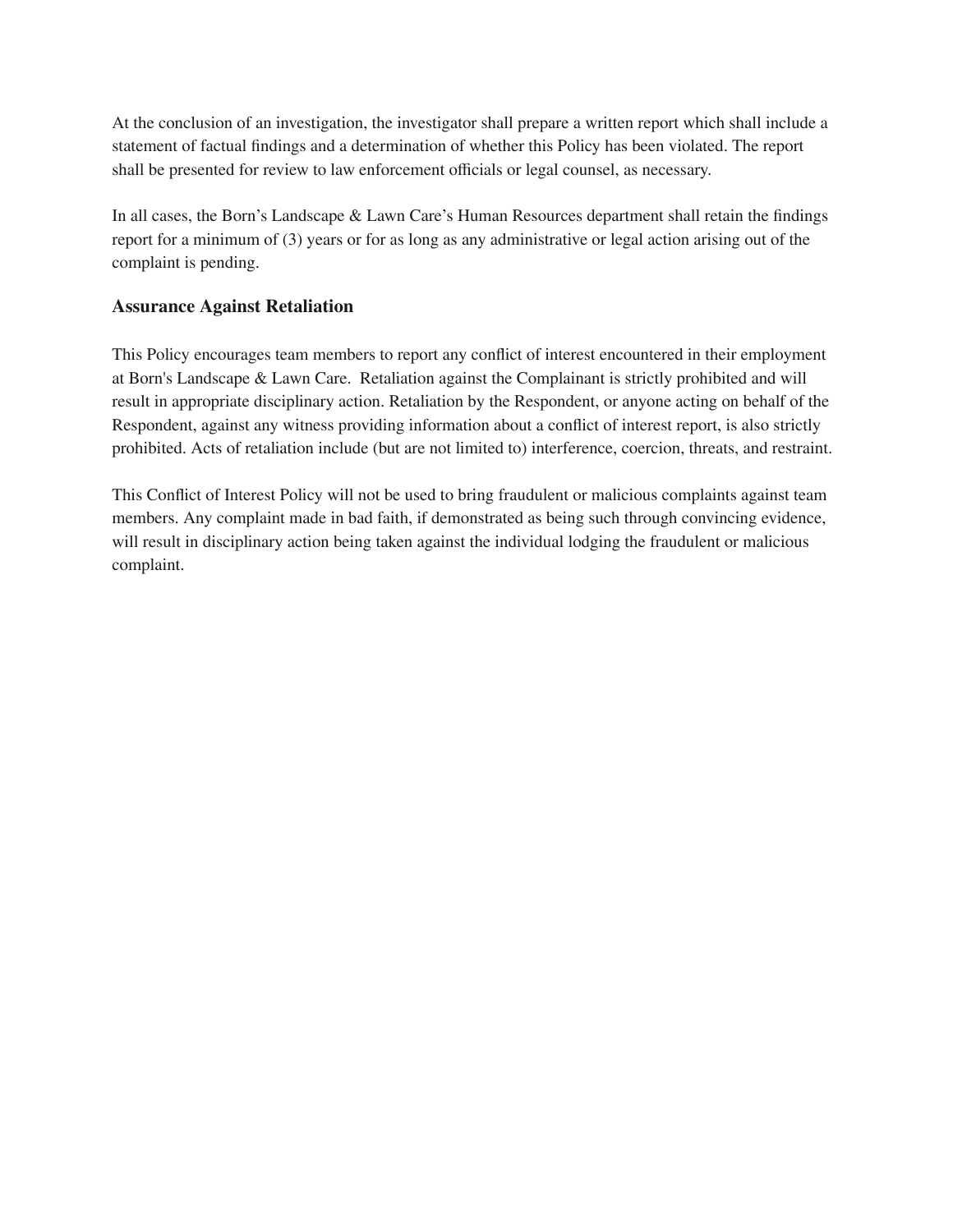At the conclusion of an investigation, the investigator shall prepare a written report which shall include a statement of factual findings and a determination of whether this Policy has been violated. The report shall be presented for review to law enforcement officials or legal counsel, as necessary.

In all cases, the Born's Landscape & Lawn Care's Human Resources department shall retain the findings report for a minimum of (3) years or for as long as any administrative or legal action arising out of the complaint is pending.

### Assurance Against Retaliation

This Policy encourages team members to report any conflict of interest encountered in their employment at Born's Landscape & Lawn Care. Retaliation against the Complainant is strictly prohibited and will result in appropriate disciplinary action. Retaliation by the Respondent, or anyone acting on behalf of the Respondent, against any witness providing information about a conflict of interest report, is also strictly prohibited. Acts of retaliation include (but are not limited to) interference, coercion, threats, and restraint.

This Conflict of Interest Policy will not be used to bring fraudulent or malicious complaints against team members. Any complaint made in bad faith, if demonstrated as being such through convincing evidence, will result in disciplinary action being taken against the individual lodging the fraudulent or malicious complaint.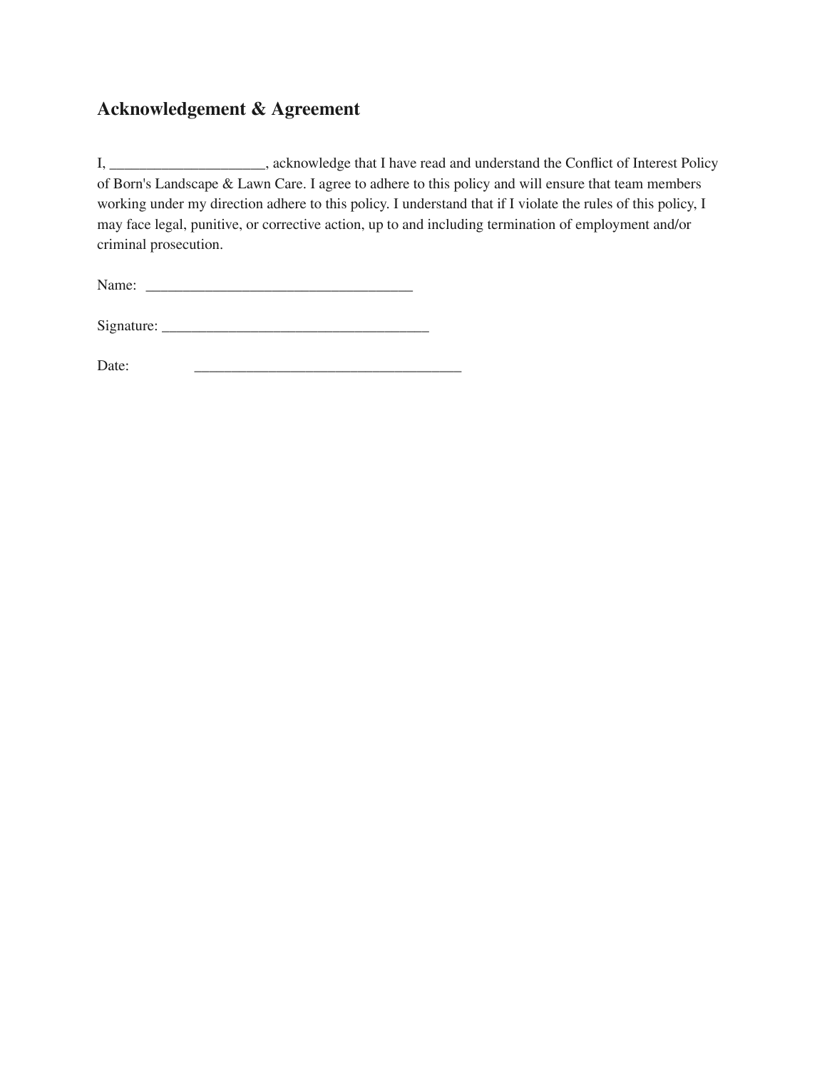## Acknowledgement & Agreement

I, _____________________, acknowledge that I have read and understand the Conflict of Interest Policy of Born's Landscape & Lawn Care. I agree to adhere to this policy and will ensure that team members working under my direction adhere to this policy. I understand that if I violate the rules of this policy, I may face legal, punitive, or corrective action, up to and including termination of employment and/or criminal prosecution.

Name: _____________________________________

Signature: _____________________________________

Date: _____________________________________